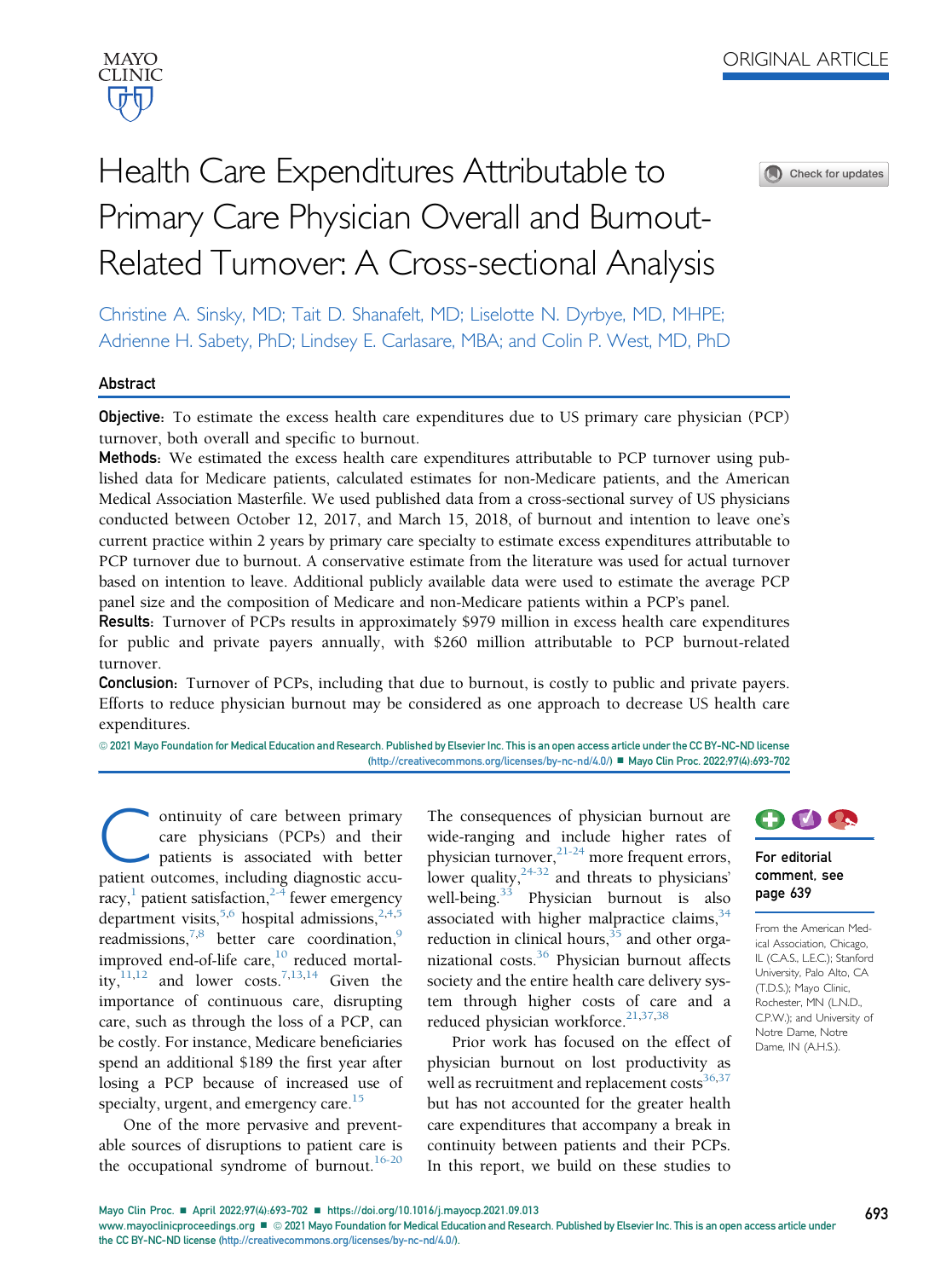ORIGINAL ARTICLE

# Health Care Expenditures Attributable to Primary Care Physician Overall and Burnout-Related Turnover: A Cross-sectional Analysis

Christine A. Sinsky, MD; Tait D. Shanafelt, MD; Liselotte N. Dyrbye, MD, MHPE; Adrienne H. Sabety, PhD; Lindsey E. Carlasare, MBA; and Colin P. West, MD, PhD

## Abstract

**Objective:** To estimate the excess health care expenditures due to US primary care physician (PCP) turnover, both overall and specific to burnout.

**Methods:** We estimated the excess health care expenditures attributable to PCP turnover using published data for Medicare patients, calculated estimates for non-Medicare patients, and the American Medical Association Masterfile. We used published data from a cross-sectional survey of US physicians conducted between October 12, 2017, and March 15, 2018, of burnout and intention to leave one's current practice within 2 years by primary care specialty to estimate excess expenditures attributable to PCP turnover due to burnout. A conservative estimate from the literature was used for actual turnover based on intention to leave. Additional publicly available data were used to estimate the average PCP panel size and the composition of Medicare and non-Medicare patients within a PCP's panel.

**Results:** Turnover of PCPs results in approximately $979 million in excess health care expenditures for public and private payers annually, with $260 million attributable to PCP burnout-related turnover.

**Conclusion:** Turnover of PCPs, including that due to burnout, is costly to public and private payers. Efforts to reduce physician burnout may be considered as one approach to decrease US health care expenditures.

© 2021 Mayo Foundation for Medical Education and Research. Published by Elsevier Inc. This is an open access article under the CC BY-NC-ND license (http://creativecommons.org/licenses/by-nc-nd/4.0/) ■ Mayo Clin Proc. 2022;97(4):693-702

For editorial comment, see page 639

From the American Medical Association, Chicago, IL (C.A.S., L.E.C.); Stanford University, Palo Alto, CA (T.D.S.); Mayo Clinic, Rochester, MN (L.N.D., C.P.W.); and University of Notre Dame, Notre Dame, IN (A.H.S.).

Continuity of care between primary care physicians (PCPs) and their patients is associated with better patient outcomes, including diagnostic accuracy,[1] patient satisfaction,[2-4] fewer emergency department visits,[5,6] hospital admissions,[2,4,5] readmissions,[7,8] better care coordination,[9] improved end-of-life care,[10] reduced mortality,[11,12] and lower costs.[7,13,14] Given the importance of continuous care, disrupting care, such as through the loss of a PCP, can be costly. For instance, Medicare beneficiaries spend an additional $189 the first year after losing a PCP because of increased use of specialty, urgent, and emergency care.[15]

One of the more pervasive and preventable sources of disruptions to patient care is the occupational syndrome of burnout.[16-20] The consequences of physician burnout are wide-ranging and include higher rates of physician turnover,[21-24] more frequent errors, lower quality,[24-32] and threats to physicians' well-being.[33] Physician burnout is also associated with higher malpractice claims,[34] reduction in clinical hours,[35] and other organizational costs.[36] Physician burnout affects society and the entire health care delivery system through higher costs of care and a reduced physician workforce.[21,37,38]

Prior work has focused on the effect of physician burnout on lost productivity as well as recruitment and replacement costs[36,37] but has not accounted for the greater health care expenditures that accompany a break in continuity between patients and their PCPs. In this report, we build on these studies to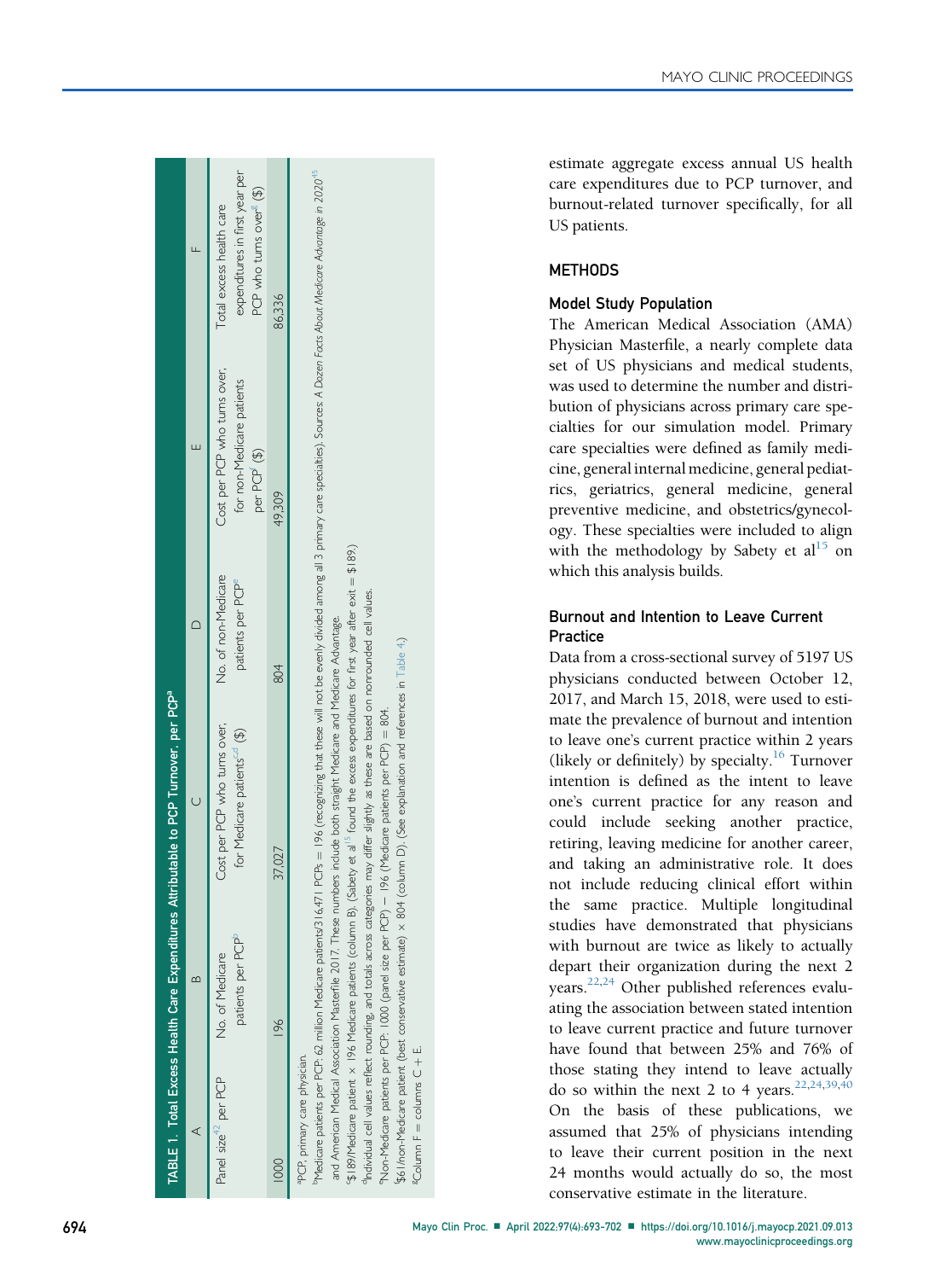**TABLE 1. Total Excess Health Care Expenditures Attributable to PCP Turnover, per PCP[a]**

| A | B | C | D | E | F |
|---|---|---|---|---|---|
| Panel size[42] per PCP | No. of Medicare patients per PCP[b] | Cost per PCP who turns over, for Medicare patients[c,d] ($) | No. of non-Medicare patients per PCP[e] | Cost per PCP who turns over, for non-Medicare patients per PCP[f] ($) | Total excess health care expenditures in first year per PCP who turns over[g] ($) |
| 1000 | 196 | 37,027 | 804 | 49,309 | 86,336 |

[a]PCP, primary care physician.

[b]Medicare patients per PCP: 62 million Medicare patients/316,471 PCPs = 196 (recognizing that these will not be evenly divided among all 3 primary care specialties). Sources: *A Dozen Facts About Medicare Advantage in 2020*[45] and American Medical Association Masterfile 2017. These numbers include both straight Medicare and Medicare Advantage.

[c]$189/Medicare patient × 196 Medicare patients (column B). (Sabety et al[15] found the excess expenditures for first year after exit = $189.)

[d]Individual cell values reflect rounding, and totals across categories may differ slightly as these are based on nonrounded cell values.

[e]Non-Medicare patients per PCP: 1000 (panel size per PCP) − 196 (Medicare patients per PCP) = 804.

[f]$61/non-Medicare patient (best conservative estimate) × 804 (column D). (See explanation and references in Table 4.)

[g]Column F = columns C + E.

estimate aggregate excess annual US health care expenditures due to PCP turnover, and burnout-related turnover specifically, for all US patients.

## METHODS

### Model Study Population

The American Medical Association (AMA) Physician Masterfile, a nearly complete data set of US physicians and medical students, was used to determine the number and distribution of physicians across primary care specialties for our simulation model. Primary care specialties were defined as family medicine, general internal medicine, general pediatrics, geriatrics, general medicine, general preventive medicine, and obstetrics/gynecology. These specialties were included to align with the methodology by Sabety et al[15] on which this analysis builds.

### Burnout and Intention to Leave Current Practice

Data from a cross-sectional survey of 5197 US physicians conducted between October 12, 2017, and March 15, 2018, were used to estimate the prevalence of burnout and intention to leave one's current practice within 2 years (likely or definitely) by specialty.[16] Turnover intention is defined as the intent to leave one's current practice for any reason and could include seeking another practice, retiring, leaving medicine for another career, and taking an administrative role. It does not include reducing clinical effort within the same practice. Multiple longitudinal studies have demonstrated that physicians with burnout are twice as likely to actually depart their organization during the next 2 years.[22,24] Other published references evaluating the association between stated intention to leave current practice and future turnover have found that between 25% and 76% of those stating they intend to leave actually do so within the next 2 to 4 years.[22,24,39,40] On the basis of these publications, we assumed that 25% of physicians intending to leave their current position in the next 24 months would actually do so, the most conservative estimate in the literature.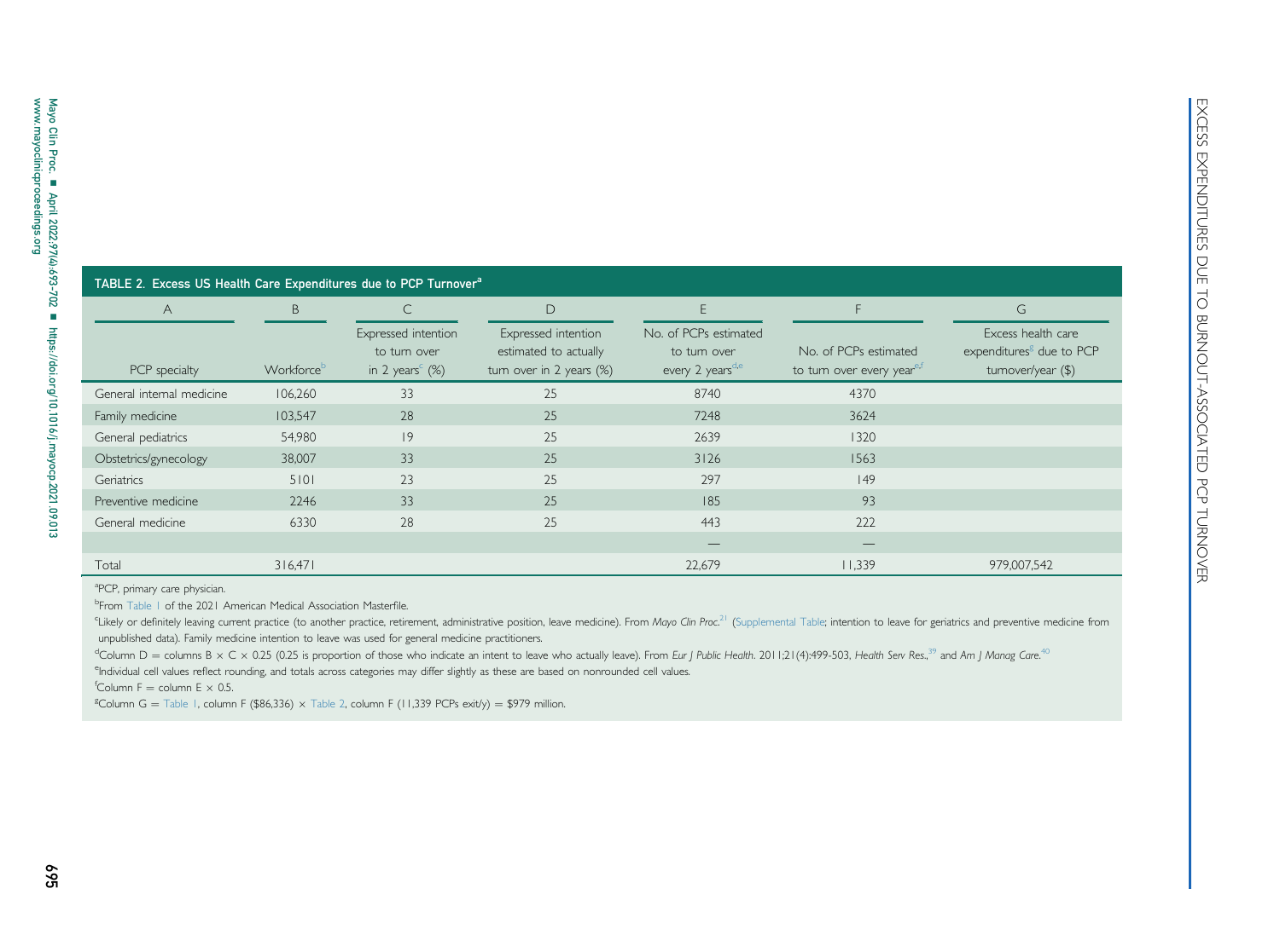**TABLE 2. Excess US Health Care Expenditures due to PCP Turnover[a]**

| A | B | C | D | E | F | G |
|---|---|---|---|---|---|---|
| PCP specialty | Workforce[b] | Expressed intention to turn over in 2 years[c] (%) | Expressed intention estimated to actually turn over in 2 years (%) | No. of PCPs estimated to turn over every 2 years[d,e] | No. of PCPs estimated to turn over every year[e,f] | Excess health care expenditures[g] due to PCP turnover/year ($) |
| General internal medicine | 106,260 | 33 | 25 | 8740 | 4370 | |
| Family medicine | 103,547 | 28 | 25 | 7248 | 3624 | |
| General pediatrics | 54,980 | 19 | 25 | 2639 | 1320 | |
| Obstetrics/gynecology | 38,007 | 33 | 25 | 3126 | 1563 | |
| Geriatrics | 5101 | 23 | 25 | 297 | 149 | |
| Preventive medicine | 2246 | 33 | 25 | 185 | 93 | |
| General medicine | 6330 | 28 | 25 | 443 | 222 | |
| | | | | — | — | |
| Total | 316,471 | | | 22,679 | 11,339 | 979,007,542 |

[a]PCP, primary care physician.

[b]From Table 1 of the 2021 American Medical Association Masterfile.

[c]Likely or definitely leaving current practice (to another practice, retirement, administrative position, leave medicine). From *Mayo Clin Proc.*[21] (Supplemental Table; intention to leave for geriatrics and preventive medicine from unpublished data). Family medicine intention to leave was used for general medicine practitioners.

[d]Column D = columns B × C × 0.25 (0.25 is proportion of those who indicate an intent to leave who actually leave). From *Eur J Public Health*. 2011;21(4):499-503, *Health Serv Res.*,[39] and *Am J Manag Care.*[40]

[e]Individual cell values reflect rounding, and totals across categories may differ slightly as these are based on nonrounded cell values.

[f]Column F = column E × 0.5.

[g]Column G = Table 1, column F ($86,336) × Table 2, column F (11,339 PCPs exit/y) = $979 million.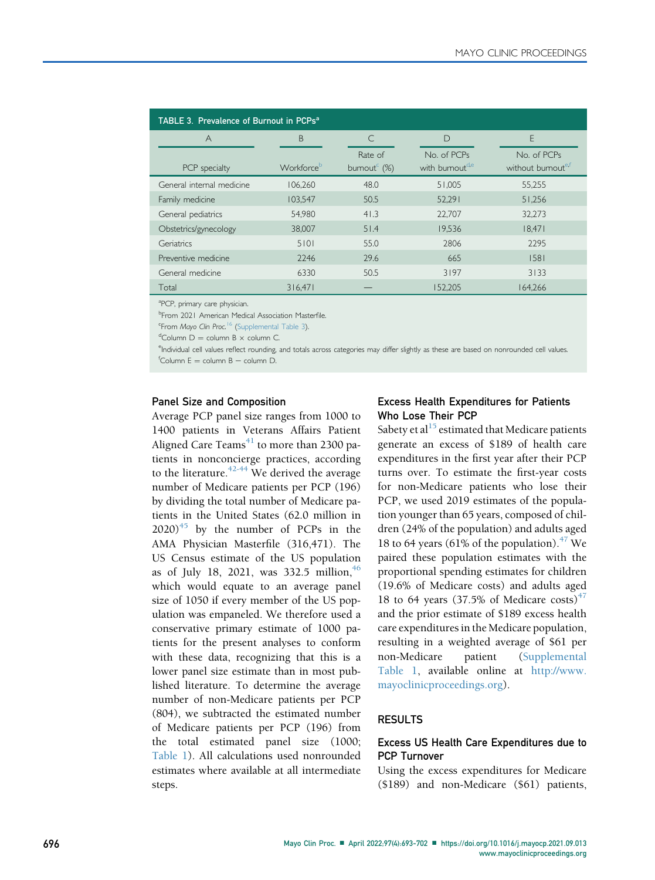**TABLE 3. Prevalence of Burnout in PCPs[a]**

| A | B | C | D | E |
|---|---|---|---|---|
| PCP specialty | Workforce[b] | Rate of burnout[c] (%) | No. of PCPs with burnout[d,e] | No. of PCPs without burnout[e,f] |
| General internal medicine | 106,260 | 48.0 | 51,005 | 55,255 |
| Family medicine | 103,547 | 50.5 | 52,291 | 51,256 |
| General pediatrics | 54,980 | 41.3 | 22,707 | 32,273 |
| Obstetrics/gynecology | 38,007 | 51.4 | 19,536 | 18,471 |
| Geriatrics | 5101 | 55.0 | 2806 | 2295 |
| Preventive medicine | 2246 | 29.6 | 665 | 1581 |
| General medicine | 6330 | 50.5 | 3197 | 3133 |
| Total | 316,471 | — | 152,205 | 164,266 |

[a]PCP, primary care physician.
[b]From 2021 American Medical Association Masterfile.
[c]From *Mayo Clin Proc.*[16] (Supplemental Table 3).
[d]Column D = column B × column C.
[e]Individual cell values reflect rounding, and totals across categories may differ slightly as these are based on nonrounded cell values.
[f]Column E = column B − column D.

### Panel Size and Composition

Average PCP panel size ranges from 1000 to 1400 patients in Veterans Affairs Patient Aligned Care Teams[41] to more than 2300 patients in nonconcierge practices, according to the literature.[42-44] We derived the average number of Medicare patients per PCP (196) by dividing the total number of Medicare patients in the United States (62.0 million in 2020)[45] by the number of PCPs in the AMA Physician Masterfile (316,471). The US Census estimate of the US population as of July 18, 2021, was 332.5 million,[46] which would equate to an average panel size of 1050 if every member of the US population was empaneled. We therefore used a conservative primary estimate of 1000 patients for the present analyses to conform with these data, recognizing that this is a lower panel size estimate than in most published literature. To determine the average number of non-Medicare patients per PCP (804), we subtracted the estimated number of Medicare patients per PCP (196) from the total estimated panel size (1000; Table 1). All calculations used nonrounded estimates where available at all intermediate steps.

### Excess Health Expenditures for Patients Who Lose Their PCP

Sabety et al[15] estimated that Medicare patients generate an excess of $189 of health care expenditures in the first year after their PCP turns over. To estimate the first-year costs for non-Medicare patients who lose their PCP, we used 2019 estimates of the population younger than 65 years, composed of children (24% of the population) and adults aged 18 to 64 years (61% of the population).[47] We paired these population estimates with the proportional spending estimates for children (19.6% of Medicare costs) and adults aged 18 to 64 years (37.5% of Medicare costs)[47] and the prior estimate of $189 excess health care expenditures in the Medicare population, resulting in a weighted average of $61 per non-Medicare patient (Supplemental Table 1, available online at http://www.mayoclinicproceedings.org).

## RESULTS

### Excess US Health Care Expenditures due to PCP Turnover

Using the excess expenditures for Medicare ($189) and non-Medicare ($61) patients,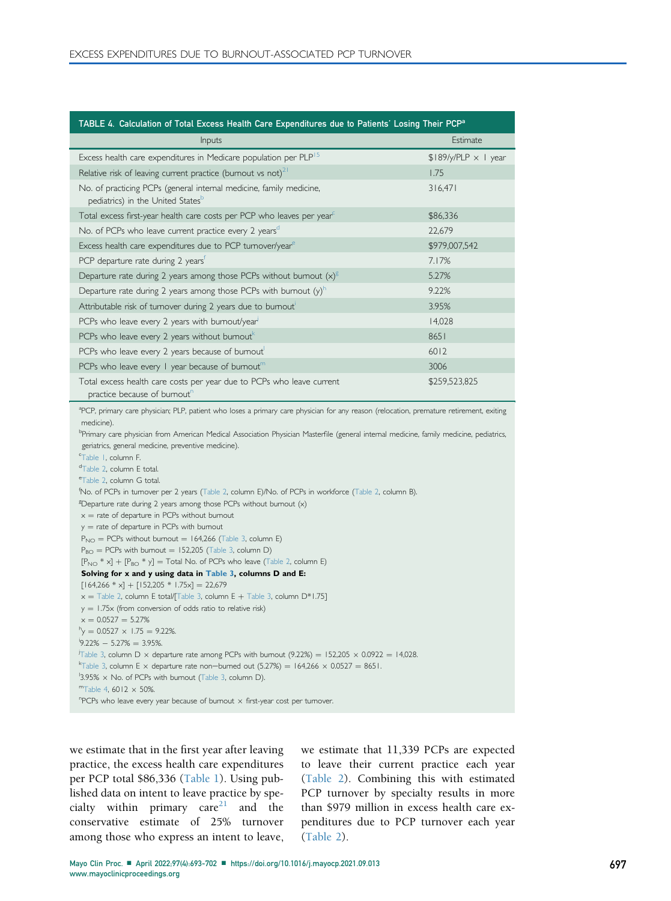**TABLE 4. Calculation of Total Excess Health Care Expenditures due to Patients' Losing Their PCP[a]**

| Inputs | Estimate |
|---|---|
| Excess health care expenditures in Medicare population per PLP[15] | $189/y/PLP × 1 year |
| Relative risk of leaving current practice (burnout vs not)[21] | 1.75 |
| No. of practicing PCPs (general internal medicine, family medicine, pediatrics) in the United States[b] | 316,471 |
| Total excess first-year health care costs per PCP who leaves per year[c] | $86,336 |
| No. of PCPs who leave current practice every 2 years[d] | 22,679 |
| Excess health care expenditures due to PCP turnover/year[e] | $979,007,542 |
| PCP departure rate during 2 years[f] | 7.17% |
| Departure rate during 2 years among those PCPs without burnout (x)[g] | 5.27% |
| Departure rate during 2 years among those PCPs with burnout (y)[h] | 9.22% |
| Attributable risk of turnover during 2 years due to burnout[i] | 3.95% |
| PCPs who leave every 2 years with burnout/year[j] | 14,028 |
| PCPs who leave every 2 years without burnout[k] | 8651 |
| PCPs who leave every 2 years because of burnout[l] | 6012 |
| PCPs who leave every 1 year because of burnout[m] | 3006 |
| Total excess health care costs per year due to PCPs who leave current practice because of burnout[n] | $259,523,825 |

[a]PCP, primary care physician; PLP, patient who loses a primary care physician for any reason (relocation, premature retirement, exiting medicine).
[b]Primary care physician from American Medical Association Physician Masterfile (general internal medicine, family medicine, pediatrics, geriatrics, general medicine, preventive medicine).
[c]Table 1, column F.
[d]Table 2, column E total.
[e]Table 2, column G total.
[f]No. of PCPs in turnover per 2 years (Table 2, column E)/No. of PCPs in workforce (Table 2, column B).
[g]Departure rate during 2 years among those PCPs without burnout (x)
x = rate of departure in PCPs without burnout
y = rate of departure in PCPs with burnout
$P_{NO}$ = PCPs without burnout = 164,266 (Table 3, column E)
$P_{BO}$ = PCPs with burnout = 152,205 (Table 3, column D)
$[P_{NO} * x] + [P_{BO} * y]$ = Total No. of PCPs who leave (Table 2, column E)
**Solving for x and y using data in Table 3, columns D and E:**
$[164{,}266 * x] + [152{,}205 * 1.75x] = 22{,}679$
x = Table 2, column E total/[Table 3, column E + Table 3, column D*1.75]
y = 1.75x (from conversion of odds ratio to relative risk)
x = 0.0527 = 5.27%
[h]y = 0.0527 × 1.75 = 9.22%.
[i]9.22% − 5.27% = 3.95%.
[j]Table 3, column D × departure rate among PCPs with burnout (9.22%) = 152,205 × 0.0922 = 14,028.
[k]Table 3, column E × departure rate non−burned out (5.27%) = 164,266 × 0.0527 = 8651.
[l]3.95% × No. of PCPs with burnout (Table 3, column D).
[m]Table 4, 6012 × 50%.
[n]PCPs who leave every year because of burnout × first-year cost per turnover.

we estimate that in the first year after leaving practice, the excess health care expenditures per PCP total $86,336 (Table 1). Using published data on intent to leave practice by specialty within primary care[21] and the conservative estimate of 25% turnover among those who express an intent to leave, we estimate that 11,339 PCPs are expected to leave their current practice each year (Table 2). Combining this with estimated PCP turnover by specialty results in more than $979 million in excess health care expenditures due to PCP turnover each year (Table 2).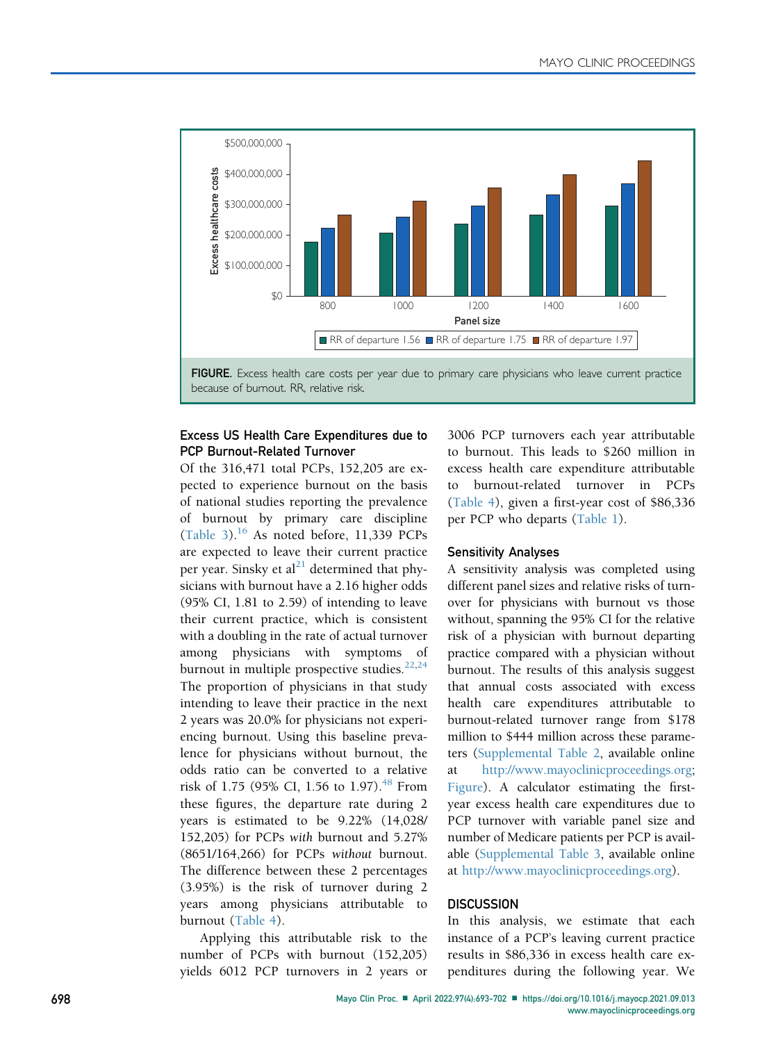**FIGURE.** Excess health care costs per year due to primary care physicians who leave current practice because of burnout. RR, relative risk.

### Excess US Health Care Expenditures due to PCP Burnout-Related Turnover

Of the 316,471 total PCPs, 152,205 are expected to experience burnout on the basis of national studies reporting the prevalence of burnout by primary care discipline (Table 3).[16] As noted before, 11,339 PCPs are expected to leave their current practice per year. Sinsky et al[21] determined that physicians with burnout have a 2.16 higher odds (95% CI, 1.81 to 2.59) of intending to leave their current practice, which is consistent with a doubling in the rate of actual turnover among physicians with symptoms of burnout in multiple prospective studies.[22,24] The proportion of physicians in that study intending to leave their practice in the next 2 years was 20.0% for physicians not experiencing burnout. Using this baseline prevalence for physicians without burnout, the odds ratio can be converted to a relative risk of 1.75 (95% CI, 1.56 to 1.97).[48] From these figures, the departure rate during 2 years is estimated to be 9.22% (14,028/152,205) for PCPs *with* burnout and 5.27% (8651/164,266) for PCPs *without* burnout. The difference between these 2 percentages (3.95%) is the risk of turnover during 2 years among physicians attributable to burnout (Table 4).

Applying this attributable risk to the number of PCPs with burnout (152,205) yields 6012 PCP turnovers in 2 years or 3006 PCP turnovers each year attributable to burnout. This leads to $260 million in excess health care expenditure attributable to burnout-related turnover in PCPs (Table 4), given a first-year cost of $86,336 per PCP who departs (Table 1).

### Sensitivity Analyses

A sensitivity analysis was completed using different panel sizes and relative risks of turnover for physicians with burnout vs those without, spanning the 95% CI for the relative risk of a physician with burnout departing practice compared with a physician without burnout. The results of this analysis suggest that annual costs associated with excess health care expenditures attributable to burnout-related turnover range from $178 million to $444 million across these parameters (Supplemental Table 2, available online at http://www.mayoclinicproceedings.org; Figure). A calculator estimating the first-year excess health care expenditures due to PCP turnover with variable panel size and number of Medicare patients per PCP is available (Supplemental Table 3, available online at http://www.mayoclinicproceedings.org).

## DISCUSSION

In this analysis, we estimate that each instance of a PCP's leaving current practice results in $86,336 in excess health care expenditures during the following year. We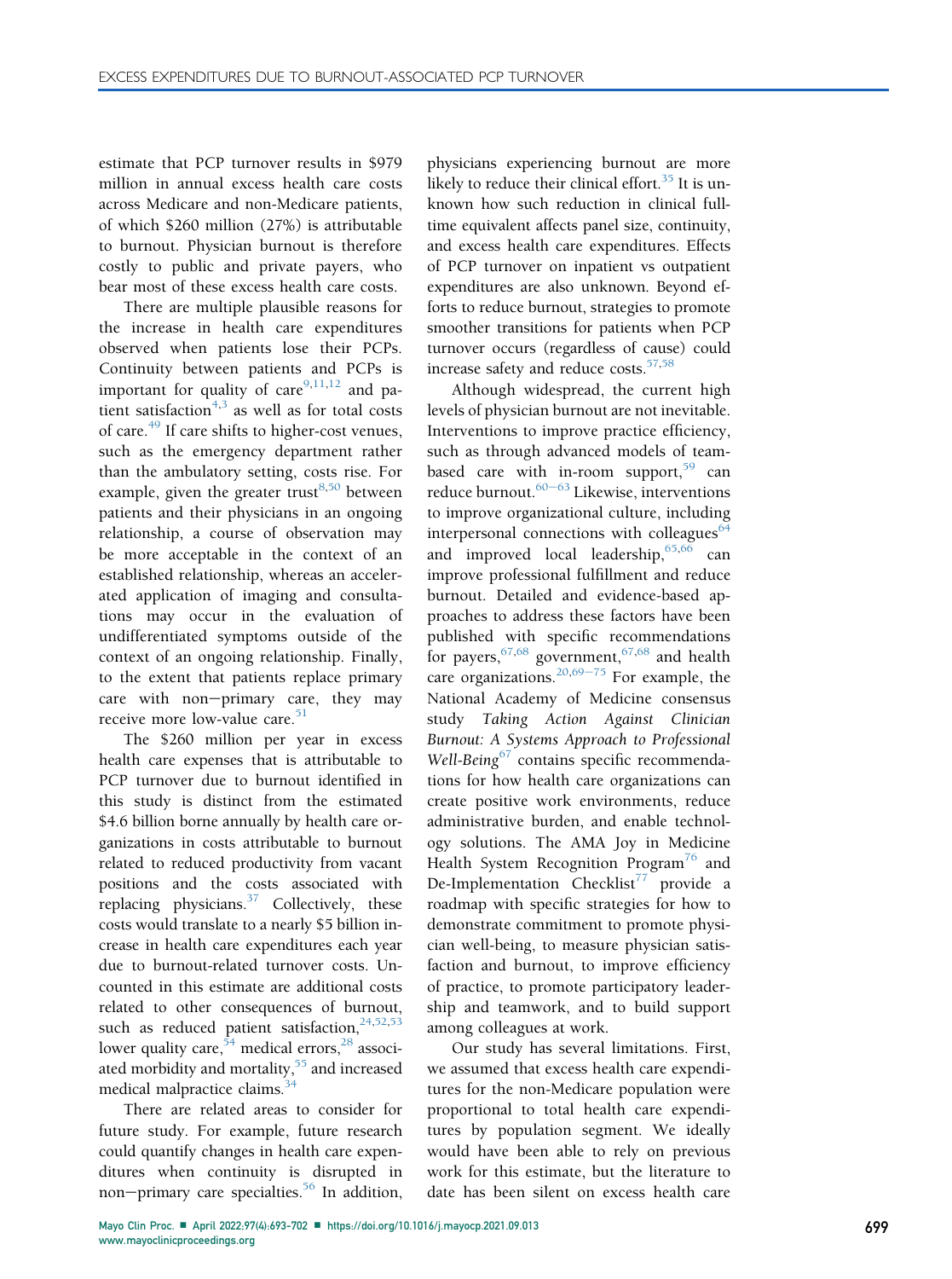estimate that PCP turnover results in $979 million in annual excess health care costs across Medicare and non-Medicare patients, of which $260 million (27%) is attributable to burnout. Physician burnout is therefore costly to public and private payers, who bear most of these excess health care costs.

There are multiple plausible reasons for the increase in health care expenditures observed when patients lose their PCPs. Continuity between patients and PCPs is important for quality of care[9,11,12] and patient satisfaction[4,3] as well as for total costs of care.[49] If care shifts to higher-cost venues, such as the emergency department rather than the ambulatory setting, costs rise. For example, given the greater trust[8,50] between patients and their physicians in an ongoing relationship, a course of observation may be more acceptable in the context of an established relationship, whereas an accelerated application of imaging and consultations may occur in the evaluation of undifferentiated symptoms outside of the context of an ongoing relationship. Finally, to the extent that patients replace primary care with non−primary care, they may receive more low-value care.[51]

The $260 million per year in excess health care expenses that is attributable to PCP turnover due to burnout identified in this study is distinct from the estimated $4.6 billion borne annually by health care organizations in costs attributable to burnout related to reduced productivity from vacant positions and the costs associated with replacing physicians.[37] Collectively, these costs would translate to a nearly $5 billion increase in health care expenditures each year due to burnout-related turnover costs. Uncounted in this estimate are additional costs related to other consequences of burnout, such as reduced patient satisfaction,[24,52,53] lower quality care,[54] medical errors,[28] associated morbidity and mortality,[55] and increased medical malpractice claims.[34]

There are related areas to consider for future study. For example, future research could quantify changes in health care expenditures when continuity is disrupted in non−primary care specialties.[56] In addition, physicians experiencing burnout are more likely to reduce their clinical effort.[35] It is unknown how such reduction in clinical full-time equivalent affects panel size, continuity, and excess health care expenditures. Effects of PCP turnover on inpatient vs outpatient expenditures are also unknown. Beyond efforts to reduce burnout, strategies to promote smoother transitions for patients when PCP turnover occurs (regardless of cause) could increase safety and reduce costs.[57,58]

Although widespread, the current high levels of physician burnout are not inevitable. Interventions to improve practice efficiency, such as through advanced models of team-based care with in-room support,[59] can reduce burnout.[60−63] Likewise, interventions to improve organizational culture, including interpersonal connections with colleagues[64] and improved local leadership,[65,66] can improve professional fulfillment and reduce burnout. Detailed and evidence-based approaches to address these factors have been published with specific recommendations for payers,[67,68] government,[67,68] and health care organizations.[20,69−75] For example, the National Academy of Medicine consensus study *Taking Action Against Clinician Burnout: A Systems Approach to Professional Well-Being*[67] contains specific recommendations for how health care organizations can create positive work environments, reduce administrative burden, and enable technology solutions. The AMA Joy in Medicine Health System Recognition Program[76] and De-Implementation Checklist[77] provide a roadmap with specific strategies for how to demonstrate commitment to promote physician well-being, to measure physician satisfaction and burnout, to improve efficiency of practice, to promote participatory leadership and teamwork, and to build support among colleagues at work.

Our study has several limitations. First, we assumed that excess health care expenditures for the non-Medicare population were proportional to total health care expenditures by population segment. We ideally would have been able to rely on previous work for this estimate, but the literature to date has been silent on excess health care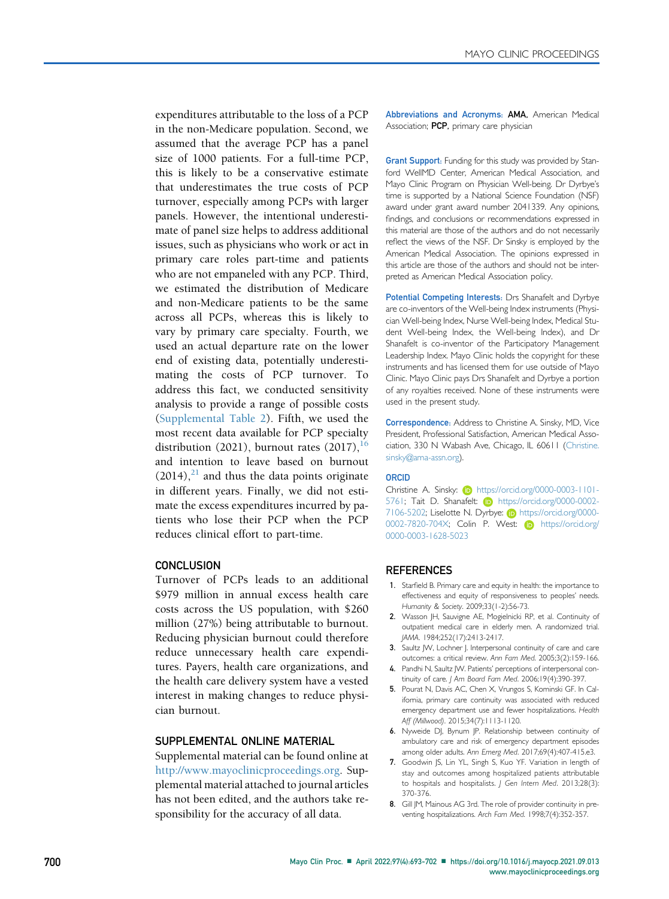expenditures attributable to the loss of a PCP in the non-Medicare population. Second, we assumed that the average PCP has a panel size of 1000 patients. For a full-time PCP, this is likely to be a conservative estimate that underestimates the true costs of PCP turnover, especially among PCPs with larger panels. However, the intentional underestimate of panel size helps to address additional issues, such as physicians who work or act in primary care roles part-time and patients who are not empaneled with any PCP. Third, we estimated the distribution of Medicare and non-Medicare patients to be the same across all PCPs, whereas this is likely to vary by primary care specialty. Fourth, we used an actual departure rate on the lower end of existing data, potentially underestimating the costs of PCP turnover. To address this fact, we conducted sensitivity analysis to provide a range of possible costs (Supplemental Table 2). Fifth, we used the most recent data available for PCP specialty distribution (2021), burnout rates (2017),[16] and intention to leave based on burnout (2014),[21] and thus the data points originate in different years. Finally, we did not estimate the excess expenditures incurred by patients who lose their PCP when the PCP reduces clinical effort to part-time.

## CONCLUSION

Turnover of PCPs leads to an additional $979 million in annual excess health care costs across the US population, with $260 million (27%) being attributable to burnout. Reducing physician burnout could therefore reduce unnecessary health care expenditures. Payers, health care organizations, and the health care delivery system have a vested interest in making changes to reduce physician burnout.

## SUPPLEMENTAL ONLINE MATERIAL

Supplemental material can be found online at http://www.mayoclinicproceedings.org. Supplemental material attached to journal articles has not been edited, and the authors take responsibility for the accuracy of all data.

**Abbreviations and Acronyms:** **AMA**, American Medical Association; **PCP**, primary care physician

**Grant Support:** Funding for this study was provided by Stanford WellMD Center, American Medical Association, and Mayo Clinic Program on Physician Well-being. Dr Dyrbye's time is supported by a National Science Foundation (NSF) award under grant award number 2041339. Any opinions, findings, and conclusions or recommendations expressed in this material are those of the authors and do not necessarily reflect the views of the NSF. Dr Sinsky is employed by the American Medical Association. The opinions expressed in this article are those of the authors and should not be interpreted as American Medical Association policy.

**Potential Competing Interests:** Drs Shanafelt and Dyrbye are co-inventors of the Well-being Index instruments (Physician Well-being Index, Nurse Well-being Index, Medical Student Well-being Index, the Well-being Index), and Dr Shanafelt is co-inventor of the Participatory Management Leadership Index. Mayo Clinic holds the copyright for these instruments and has licensed them for use outside of Mayo Clinic. Mayo Clinic pays Drs Shanafelt and Dyrbye a portion of any royalties received. None of these instruments were used in the present study.

**Correspondence:** Address to Christine A. Sinsky, MD, Vice President, Professional Satisfaction, American Medical Association, 330 N Wabash Ave, Chicago, IL 60611 (Christine.sinsky@ama-assn.org).

**ORCID**

Christine A. Sinsky: https://orcid.org/0000-0003-1101-5761; Tait D. Shanafelt: https://orcid.org/0000-0002-7106-5202; Liselotte N. Dyrbye: https://orcid.org/0000-0002-7820-704X; Colin P. West: https://orcid.org/0000-0003-1628-5023

## REFERENCES

1. Starfield B. Primary care and equity in health: the importance to effectiveness and equity of responsiveness to peoples' needs. *Humanity & Society*. 2009;33(1-2):56-73.
2. Wasson JH, Sauvigne AE, Mogielnicki RP, et al. Continuity of outpatient medical care in elderly men. A randomized trial. *JAMA*. 1984;252(17):2413-2417.
3. Saultz JW, Lochner J. Interpersonal continuity of care and care outcomes: a critical review. *Ann Fam Med*. 2005;3(2):159-166.
4. Pandhi N, Saultz JW. Patients' perceptions of interpersonal continuity of care. *J Am Board Fam Med*. 2006;19(4):390-397.
5. Pourat N, Davis AC, Chen X, Vrungos S, Kominski GF. In California, primary care continuity was associated with reduced emergency department use and fewer hospitalizations. *Health Aff (Millwood)*. 2015;34(7):1113-1120.
6. Nyweide DJ, Bynum JP. Relationship between continuity of ambulatory care and risk of emergency department episodes among older adults. *Ann Emerg Med*. 2017;69(4):407-415.e3.
7. Goodwin JS, Lin YL, Singh S, Kuo YF. Variation in length of stay and outcomes among hospitalized patients attributable to hospitals and hospitalists. *J Gen Intern Med*. 2013;28(3):370-376.
8. Gill JM, Mainous AG 3rd. The role of provider continuity in preventing hospitalizations. *Arch Fam Med*. 1998;7(4):352-357.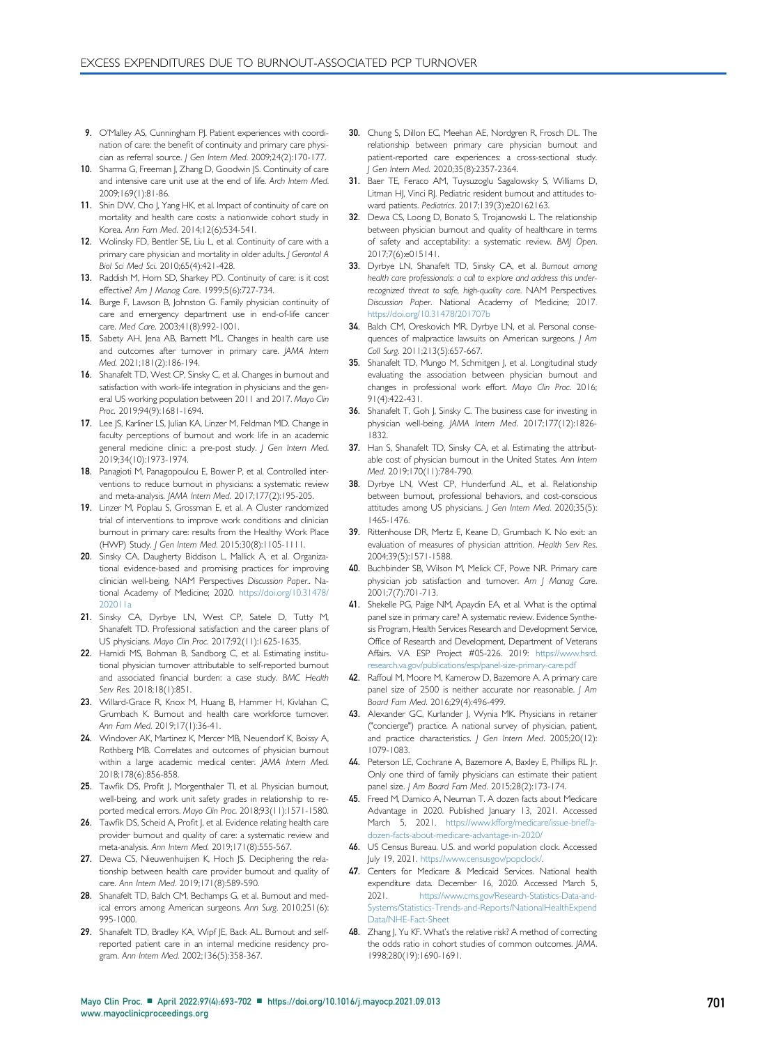9. O'Malley AS, Cunningham PJ. Patient experiences with coordination of care: the benefit of continuity and primary care physician as referral source. *J Gen Intern Med*. 2009;24(2):170-177.
10. Sharma G, Freeman J, Zhang D, Goodwin JS. Continuity of care and intensive care unit use at the end of life. *Arch Intern Med*. 2009;169(1):81-86.
11. Shin DW, Cho J, Yang HK, et al. Impact of continuity of care on mortality and health care costs: a nationwide cohort study in Korea. *Ann Fam Med*. 2014;12(6):534-541.
12. Wolinsky FD, Bentler SE, Liu L, et al. Continuity of care with a primary care physician and mortality in older adults. *J Gerontol A Biol Sci Med Sci*. 2010;65(4):421-428.
13. Raddish M, Horn SD, Sharkey PD. Continuity of care: is it cost effective? *Am J Manag Care*. 1999;5(6):727-734.
14. Burge F, Lawson B, Johnston G. Family physician continuity of care and emergency department use in end-of-life cancer care. *Med Care*. 2003;41(8):992-1001.
15. Sabety AH, Jena AB, Barnett ML. Changes in health care use and outcomes after turnover in primary care. *JAMA Intern Med*. 2021;181(2):186-194.
16. Shanafelt TD, West CP, Sinsky C, et al. Changes in burnout and satisfaction with work-life integration in physicians and the general US working population between 2011 and 2017. *Mayo Clin Proc*. 2019;94(9):1681-1694.
17. Lee JS, Karliner LS, Julian KA, Linzer M, Feldman MD. Change in faculty perceptions of burnout and work life in an academic general medicine clinic: a pre-post study. *J Gen Intern Med*. 2019;34(10):1973-1974.
18. Panagioti M, Panagopoulou E, Bower P, et al. Controlled interventions to reduce burnout in physicians: a systematic review and meta-analysis. *JAMA Intern Med*. 2017;177(2):195-205.
19. Linzer M, Poplau S, Grossman E, et al. A Cluster randomized trial of interventions to improve work conditions and clinician burnout in primary care: results from the Healthy Work Place (HWP) Study. *J Gen Intern Med*. 2015;30(8):1105-1111.
20. Sinsky CA, Daugherty Biddison L, Mallick A, et al. Organizational evidence-based and promising practices for improving clinician well-being, NAM Perspectives *Discussion Paper*.. National Academy of Medicine; 2020. https://doi.org/10.31478/202011a
21. Sinsky CA, Dyrbye LN, West CP, Satele D, Tutty M, Shanafelt TD. Professional satisfaction and the career plans of US physicians. *Mayo Clin Proc*. 2017;92(11):1625-1635.
22. Hamidi MS, Bohman B, Sandborg C, et al. Estimating institutional physician turnover attributable to self-reported burnout and associated financial burden: a case study. *BMC Health Serv Res*. 2018;18(1):851.
23. Willard-Grace R, Knox M, Huang B, Hammer H, Kivlahan C, Grumbach K. Burnout and health care workforce turnover. *Ann Fam Med*. 2019;17(1):36-41.
24. Windover AK, Martinez K, Mercer MB, Neuendorf K, Boissy A, Rothberg MB. Correlates and outcomes of physician burnout within a large academic medical center. *JAMA Intern Med*. 2018;178(6):856-858.
25. Tawfik DS, Profit J, Morgenthaler TI, et al. Physician burnout, well-being, and work unit safety grades in relationship to reported medical errors. *Mayo Clin Proc*. 2018;93(11):1571-1580.
26. Tawfik DS, Scheid A, Profit J, et al. Evidence relating health care provider burnout and quality of care: a systematic review and meta-analysis. *Ann Intern Med*. 2019;171(8):555-567.
27. Dewa CS, Nieuwenhuijsen K, Hoch JS. Deciphering the relationship between health care provider burnout and quality of care. *Ann Intern Med*. 2019;171(8):589-590.
28. Shanafelt TD, Balch CM, Bechamps G, et al. Burnout and medical errors among American surgeons. *Ann Surg*. 2010;251(6):995-1000.
29. Shanafelt TD, Bradley KA, Wipf JE, Back AL. Burnout and self-reported patient care in an internal medicine residency program. *Ann Intern Med*. 2002;136(5):358-367.
30. Chung S, Dillon EC, Meehan AE, Nordgren R, Frosch DL. The relationship between primary care physician burnout and patient-reported care experiences: a cross-sectional study. *J Gen Intern Med*. 2020;35(8):2357-2364.
31. Baer TE, Feraco AM, Tuysuzoglu Sagalowsky S, Williams D, Litman HJ, Vinci RJ. Pediatric resident burnout and attitudes toward patients. *Pediatrics*. 2017;139(3):e20162163.
32. Dewa CS, Loong D, Bonato S, Trojanowski L. The relationship between physician burnout and quality of healthcare in terms of safety and acceptability: a systematic review. *BMJ Open*. 2017;7(6):e015141.
33. Dyrbye LN, Shanafelt TD, Sinsky CA, et al. *Burnout among health care professionals: a call to explore and address this underrecognized threat to safe, high-quality care*. NAM Perspectives. *Discussion Paper*. National Academy of Medicine; 2017. https://doi.org/10.31478/201707b
34. Balch CM, Oreskovich MR, Dyrbye LN, et al. Personal consequences of malpractice lawsuits on American surgeons. *J Am Coll Surg*. 2011;213(5):657-667.
35. Shanafelt TD, Mungo M, Schmitgen J, et al. Longitudinal study evaluating the association between physician burnout and changes in professional work effort. *Mayo Clin Proc*. 2016;91(4):422-431.
36. Shanafelt T, Goh J, Sinsky C. The business case for investing in physician well-being. *JAMA Intern Med*. 2017;177(12):1826-1832.
37. Han S, Shanafelt TD, Sinsky CA, et al. Estimating the attributable cost of physician burnout in the United States. *Ann Intern Med*. 2019;170(11):784-790.
38. Dyrbye LN, West CP, Hunderfund AL, et al. Relationship between burnout, professional behaviors, and cost-conscious attitudes among US physicians. *J Gen Intern Med*. 2020;35(5):1465-1476.
39. Rittenhouse DR, Mertz E, Keane D, Grumbach K. No exit: an evaluation of measures of physician attrition. *Health Serv Res*. 2004;39(5):1571-1588.
40. Buchbinder SB, Wilson M, Melick CF, Powe NR. Primary care physician job satisfaction and turnover. *Am J Manag Care*. 2001;7(7):701-713.
41. Shekelle PG, Paige NM, Apaydin EA, et al. What is the optimal panel size in primary care? A systematic review. Evidence Synthesis Program, Health Services Research and Development Service, Office of Research and Development, Department of Veterans Affairs. VA ESP Project #05-226. 2019: https://www.hsrd.research.va.gov/publications/esp/panel-size-primary-care.pdf
42. Raffoul M, Moore M, Kamerow D, Bazemore A. A primary care panel size of 2500 is neither accurate nor reasonable. *J Am Board Fam Med*. 2016;29(4):496-499.
43. Alexander GC, Kurlander J, Wynia MK. Physicians in retainer ("concierge") practice. A national survey of physician, patient, and practice characteristics. *J Gen Intern Med*. 2005;20(12):1079-1083.
44. Peterson LE, Cochrane A, Bazemore A, Baxley E, Phillips RL Jr. Only one third of family physicians can estimate their patient panel size. *J Am Board Fam Med*. 2015;28(2):173-174.
45. Freed M, Damico A, Neuman T. A dozen facts about Medicare Advantage in 2020. Published January 13, 2021. Accessed March 5, 2021. https://www.kff.org/medicare/issue-brief/a-dozen-facts-about-medicare-advantage-in-2020/
46. US Census Bureau. U.S. and world population clock. Accessed July 19, 2021. https://www.census.gov/popclock/.
47. Centers for Medicare & Medicaid Services. National health expenditure data. December 16, 2020. Accessed March 5, 2021. https://www.cms.gov/Research-Statistics-Data-and-Systems/Statistics-Trends-and-Reports/NationalHealthExpendData/NHE-Fact-Sheet
48. Zhang J, Yu KF. What's the relative risk? A method of correcting the odds ratio in cohort studies of common outcomes. *JAMA*. 1998;280(19):1690-1691.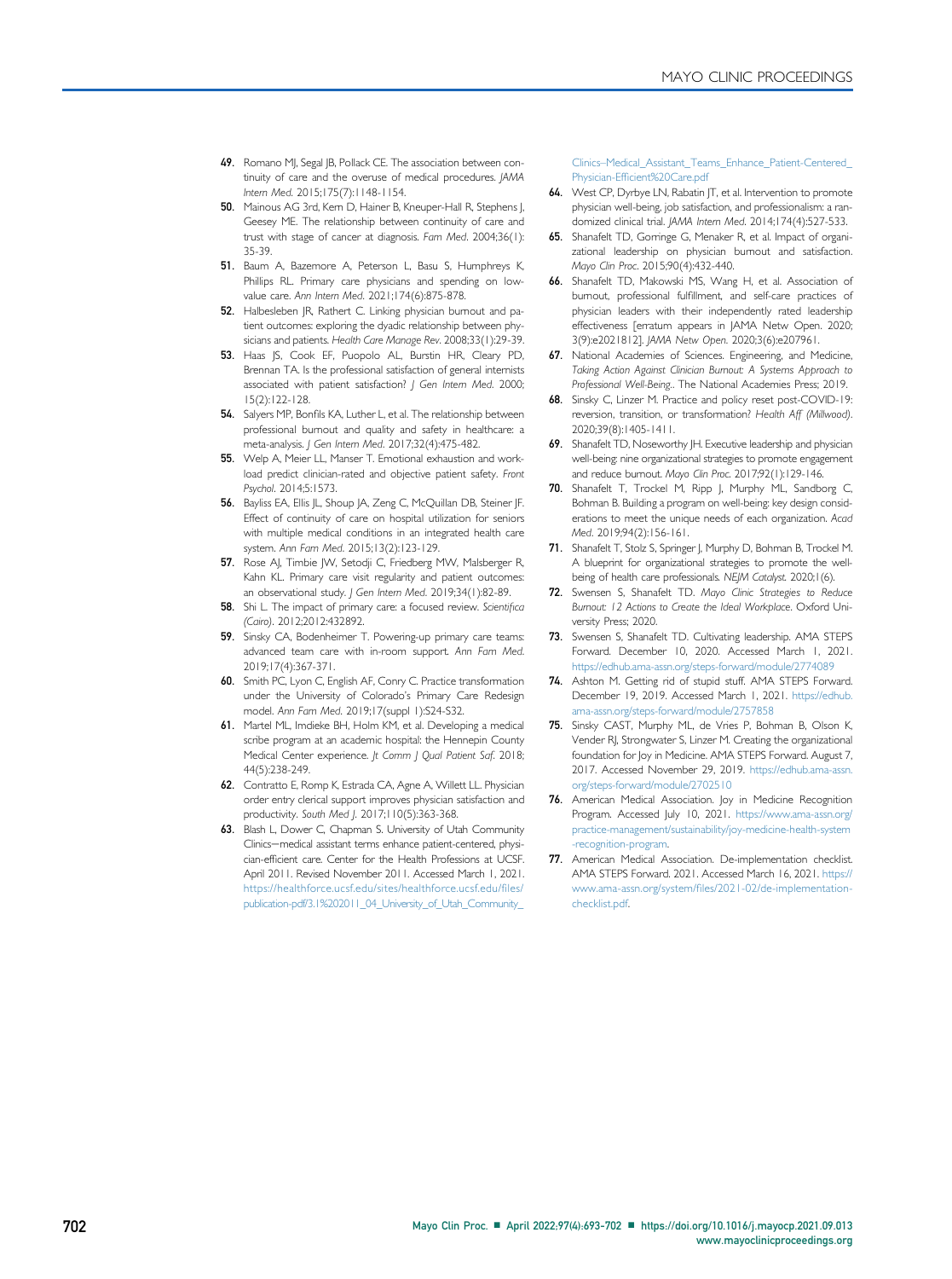49. Romano MJ, Segal JB, Pollack CE. The association between continuity of care and the overuse of medical procedures. *JAMA Intern Med*. 2015;175(7):1148-1154.
50. Mainous AG 3rd, Kern D, Hainer B, Kneuper-Hall R, Stephens J, Geesey ME. The relationship between continuity of care and trust with stage of cancer at diagnosis. *Fam Med*. 2004;36(1): 35-39.
51. Baum A, Bazemore A, Peterson L, Basu S, Humphreys K, Phillips RL. Primary care physicians and spending on low-value care. *Ann Intern Med*. 2021;174(6):875-878.
52. Halbesleben JR, Rathert C. Linking physician burnout and patient outcomes: exploring the dyadic relationship between physicians and patients. *Health Care Manage Rev*. 2008;33(1):29-39.
53. Haas JS, Cook EF, Puopolo AL, Burstin HR, Cleary PD, Brennan TA. Is the professional satisfaction of general internists associated with patient satisfaction? *J Gen Intern Med*. 2000; 15(2):122-128.
54. Salyers MP, Bonfils KA, Luther L, et al. The relationship between professional burnout and quality and safety in healthcare: a meta-analysis. *J Gen Intern Med*. 2017;32(4):475-482.
55. Welp A, Meier LL, Manser T. Emotional exhaustion and workload predict clinician-rated and objective patient safety. *Front Psychol*. 2014;5:1573.
56. Bayliss EA, Ellis JL, Shoup JA, Zeng C, McQuillan DB, Steiner JF. Effect of continuity of care on hospital utilization for seniors with multiple medical conditions in an integrated health care system. *Ann Fam Med*. 2015;13(2):123-129.
57. Rose AJ, Timbie JW, Setodji C, Friedberg MW, Malsberger R, Kahn KL. Primary care visit regularity and patient outcomes: an observational study. *J Gen Intern Med*. 2019;34(1):82-89.
58. Shi L. The impact of primary care: a focused review. *Scientifica (Cairo)*. 2012;2012:432892.
59. Sinsky CA, Bodenheimer T. Powering-up primary care teams: advanced team care with in-room support. *Ann Fam Med*. 2019;17(4):367-371.
60. Smith PC, Lyon C, English AF, Conry C. Practice transformation under the University of Colorado's Primary Care Redesign model. *Ann Fam Med*. 2019;17(suppl 1):S24-S32.
61. Martel ML, Imdieke BH, Holm KM, et al. Developing a medical scribe program at an academic hospital: the Hennepin County Medical Center experience. *Jt Comm J Qual Patient Saf*. 2018; 44(5):238-249.
62. Contratto E, Romp K, Estrada CA, Agne A, Willett LL. Physician order entry clerical support improves physician satisfaction and productivity. *South Med J*. 2017;110(5):363-368.
63. Blash L, Dower C, Chapman S. University of Utah Community Clinics—medical assistant terms enhance patient-centered, physician-efficient care. Center for the Health Professions at UCSF. April 2011. Revised November 2011. Accessed March 1, 2021. https://healthforce.ucsf.edu/sites/healthforce.ucsf.edu/files/publication-pdf/3.1%202011_04_University_of_Utah_Community_Clinics–Medical_Assistant_Teams_Enhance_Patient-Centered_Physician-Efficient%20Care.pdf
64. West CP, Dyrbye LN, Rabatin JT, et al. Intervention to promote physician well-being, job satisfaction, and professionalism: a randomized clinical trial. *JAMA Intern Med*. 2014;174(4):527-533.
65. Shanafelt TD, Gorringe G, Menaker R, et al. Impact of organizational leadership on physician burnout and satisfaction. *Mayo Clin Proc*. 2015;90(4):432-440.
66. Shanafelt TD, Makowski MS, Wang H, et al. Association of burnout, professional fulfillment, and self-care practices of physician leaders with their independently rated leadership effectiveness [erratum appears in JAMA Netw Open. 2020; 3(9):e2021812]. *JAMA Netw Open*. 2020;3(6):e207961.
67. National Academies of Sciences. Engineering, and Medicine, *Taking Action Against Clinician Burnout: A Systems Approach to Professional Well-Being*.. The National Academies Press; 2019.
68. Sinsky C, Linzer M. Practice and policy reset post-COVID-19: reversion, transition, or transformation? *Health Aff (Millwood)*. 2020;39(8):1405-1411.
69. Shanafelt TD, Noseworthy JH. Executive leadership and physician well-being: nine organizational strategies to promote engagement and reduce burnout. *Mayo Clin Proc*. 2017;92(1):129-146.
70. Shanafelt T, Trockel M, Ripp J, Murphy ML, Sandborg C, Bohman B. Building a program on well-being: key design considerations to meet the unique needs of each organization. *Acad Med*. 2019;94(2):156-161.
71. Shanafelt T, Stolz S, Springer J, Murphy D, Bohman B, Trockel M. A blueprint for organizational strategies to promote the well-being of health care professionals. *NEJM Catalyst*. 2020;1(6).
72. Swensen S, Shanafelt TD. *Mayo Clinic Strategies to Reduce Burnout: 12 Actions to Create the Ideal Workplace*. Oxford University Press; 2020.
73. Swensen S, Shanafelt TD. Cultivating leadership. AMA STEPS Forward. December 10, 2020. Accessed March 1, 2021. https://edhub.ama-assn.org/steps-forward/module/2774089
74. Ashton M. Getting rid of stupid stuff. AMA STEPS Forward. December 19, 2019. Accessed March 1, 2021. https://edhub.ama-assn.org/steps-forward/module/2757858
75. Sinsky CAST, Murphy ML, de Vries P, Bohman B, Olson K, Vender RJ, Strongwater S, Linzer M. Creating the organizational foundation for Joy in Medicine. AMA STEPS Forward. August 7, 2017. Accessed November 29, 2019. https://edhub.ama-assn.org/steps-forward/module/2702510
76. American Medical Association. Joy in Medicine Recognition Program. Accessed July 10, 2021. https://www.ama-assn.org/practice-management/sustainability/joy-medicine-health-system-recognition-program.
77. American Medical Association. De-implementation checklist. AMA STEPS Forward. 2021. Accessed March 16, 2021. https://www.ama-assn.org/system/files/2021-02/de-implementation-checklist.pdf.